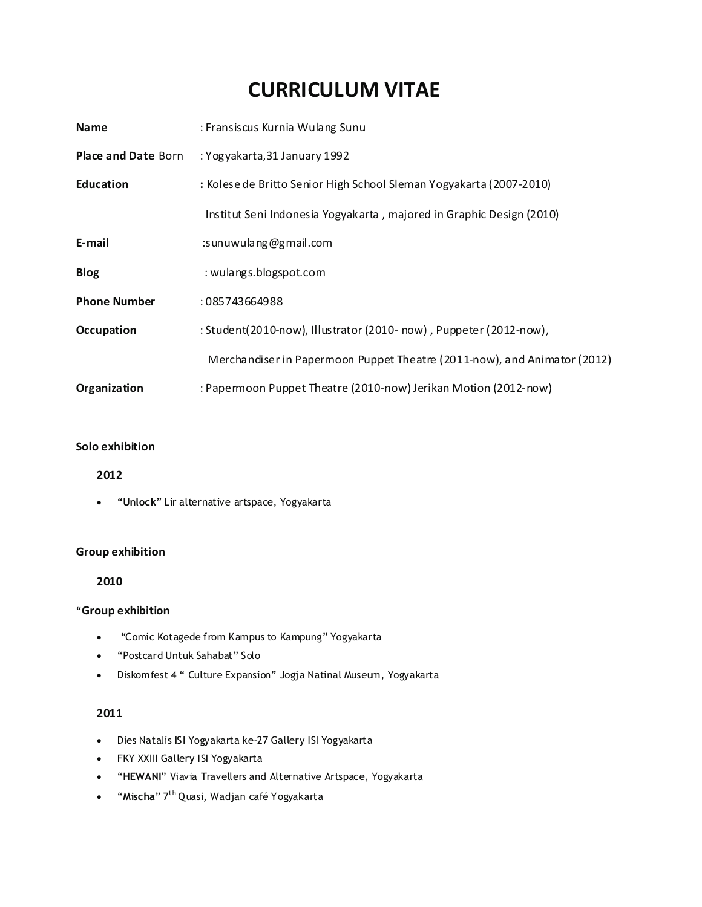# CURRICULUM VITAE

| | |
|---|---|
| **Name** | : Fransiscus Kurnia Wulang Sunu |
| **Place and Date** Born | : Yogyakarta,31 January 1992 |
| **Education** | **:** Kolese de Britto Senior High School Sleman Yogyakarta (2007-2010) |
| | Institut Seni Indonesia Yogyakarta , majored in Graphic Design (2010) |
| **E-mail** | :sunuwulang@gmail.com |
| **Blog** | : wulangs.blogspot.com |
| **Phone Number** | : 085743664988 |
| **Occupation** | : Student(2010-now), Illustrator (2010- now) , Puppeter (2012-now), |
| | Merchandiser in Papermoon Puppet Theatre (2011-now), and Animator (2012) |
| **Organization** | : Papermoon Puppet Theatre (2010-now) Jerikan Motion (2012-now) |

**Solo exhibition**

**2012**

- "**Unlock**" Lir alternative artspace, Yogyakarta

**Group exhibition**

**2010**

"**Group exhibition**

- "Comic Kotagede from Kampus to Kampung" Yogyakarta
- "Postcard Untuk Sahabat" Solo
- Diskomfest 4 " Culture Expansion" Jogja Natinal Museum, Yogyakarta

**2011**

- Dies Natalis ISI Yogyakarta ke-27 Gallery ISI Yogyakarta
- FKY XXIII Gallery ISI Yogyakarta
- "**HEWANI**" Viavia Travellers and Alternative Artspace, Yogyakarta
- "**Mischa**" 7th Quasi, Wadjan café Yogyakarta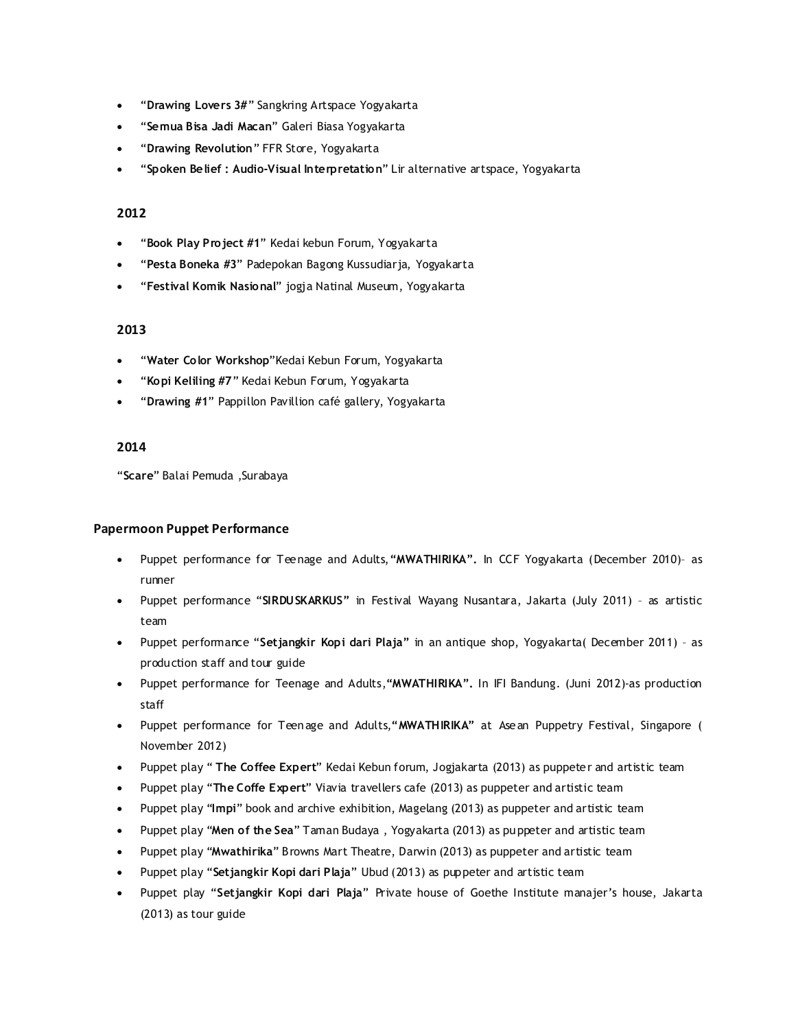- "**Drawing Lovers 3#**" Sangkring Artspace Yogyakarta
- "**Semua Bisa Jadi Macan**" Galeri Biasa Yogyakarta
- "**Drawing Revolution**" FFR Store, Yogyakarta
- "**Spoken Belief : Audio-Visual Interpretation**" Lir alternative artspace, Yogyakarta

### 2012

- "**Book Play Project #1**" Kedai kebun Forum, Yogyakarta
- "**Pesta Boneka #3**" Padepokan Bagong Kussudiarja, Yogyakarta
- "**Festival Komik Nasional**" jogja Natinal Museum, Yogyakarta

### 2013

- "**Water Color Workshop**"Kedai Kebun Forum, Yogyakarta
- "**Kopi Keliling #7**" Kedai Kebun Forum, Yogyakarta
- "**Drawing #1**" Pappillon Pavillion café gallery, Yogyakarta

### 2014

"**Scare**" Balai Pemuda ,Surabaya

## Papermoon Puppet Performance

- Puppet performance for Teenage and Adults,**"MWATHIRIKA".** In CCF Yogyakarta (December 2010)– as runner
- Puppet performance **"SIRDUSKARKUS"** in Festival Wayang Nusantara, Jakarta (July 2011) – as artistic team
- Puppet performance **"Setjangkir Kopi dari Plaja"** in an antique shop, Yogyakarta( December 2011) – as production staff and tour guide
- Puppet performance for Teenage and Adults,**"MWATHIRIKA".** In IFI Bandung. (Juni 2012)-as production staff
- Puppet performance for Teenage and Adults,**"MWATHIRIKA"** at Asean Puppetry Festival, Singapore ( November 2012)
- Puppet play " **The Coffee Expert**" Kedai Kebun forum, Jogjakarta (2013) as puppeter and artistic team
- Puppet play "**The Coffe Expert**" Viavia travellers cafe (2013) as puppeter and artistic team
- Puppet play "**Impi**" book and archive exhibition, Magelang (2013) as puppeter and artistic team
- Puppet play "**Men of the Sea**" Taman Budaya , Yogyakarta (2013) as puppeter and artistic team
- Puppet play "**Mwathirika**" Browns Mart Theatre, Darwin (2013) as puppeter and artistic team
- Puppet play "**Setjangkir Kopi dari Plaja**" Ubud (2013) as puppeter and artistic team
- Puppet play "**Setjangkir Kopi dari Plaja**" Private house of Goethe Institute manajer's house, Jakarta (2013) as tour guide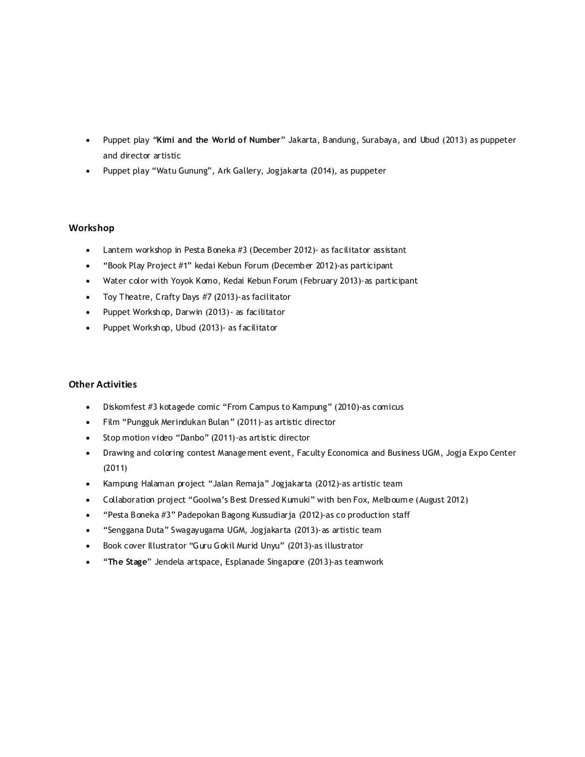- Puppet play "**Kimi and the World of Number**" Jakarta, Bandung, Surabaya, and Ubud (2013) as puppeter and director artistic
- Puppet play "Watu Gunung", Ark Gallery, Jogjakarta (2014), as puppeter

### Workshop

- Lantern workshop in Pesta Boneka #3 (December 2012)- as facilitator assistant
- "Book Play Project #1" kedai Kebun Forum (December 2012)-as participant
- Water color with Yoyok Komo, Kedai Kebun Forum (February 2013)-as participant
- Toy Theatre, Crafty Days #7 (2013)-as facilitator
- Puppet Workshop, Darwin (2013)- as facilitator
- Puppet Workshop, Ubud (2013)- as facilitator

### Other Activities

- Diskomfest #3 kotagede comic "From Campus to Kampung" (2010)-as comicus
- Film "Pungguk Merindukan Bulan" (2011)-as artistic director
- Stop motion video "Danbo" (2011)-as artistic director
- Drawing and coloring contest Management event, Faculty Economica and Business UGM, Jogja Expo Center (2011)
- Kampung Halaman project "Jalan Remaja" Jogjakarta (2012)-as artistic team
- Collaboration project "Goolwa's Best Dressed Kumuki" with ben Fox, Melbourne (August 2012)
- "Pesta Boneka #3" Padepokan Bagong Kussudiarja (2012)-as co production staff
- "Senggana Duta" Swagayugama UGM, Jogjakarta (2013)-as artistic team
- Book cover Illustrator "Guru Gokil Murid Unyu" (2013)-as illustrator
- "**The Stage**" Jendela artspace, Esplanade Singapore (2013)-as teamwork